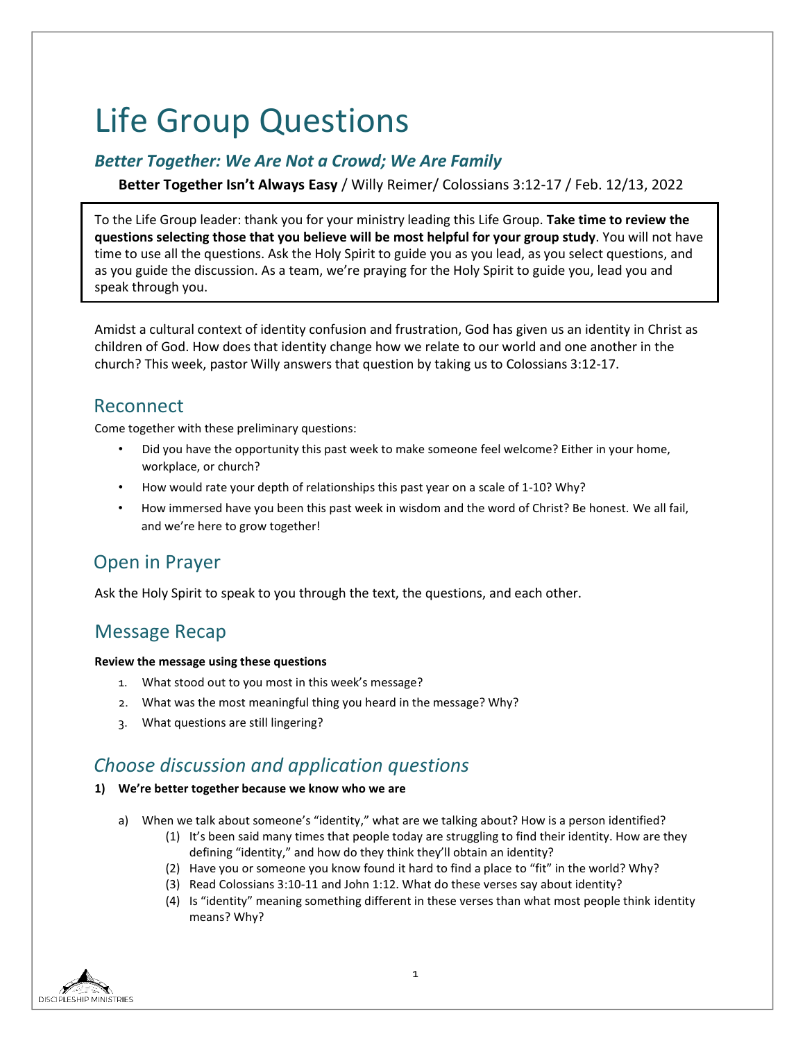# Life Group Questions

## *Better Together: We Are Not a Crowd; We Are Family*

**Better Together Isn't Always Easy** / Willy Reimer/ Colossians 3:12-17 / Feb. 12/13, 2022

> To the Life Group leader: thank you for your ministry leading this Life Group. **Take time to review the questions selecting those that you believe will be most helpful for your group study**. You will not have time to use all the questions. Ask the Holy Spirit to guide you as you lead, as you select questions, and as you guide the discussion. As a team, we're praying for the Holy Spirit to guide you, lead you and speak through you.

Amidst a cultural context of identity confusion and frustration, God has given us an identity in Christ as children of God. How does that identity change how we relate to our world and one another in the church? This week, pastor Willy answers that question by taking us to Colossians 3:12-17.

## Reconnect

Come together with these preliminary questions:

- Did you have the opportunity this past week to make someone feel welcome? Either in your home, workplace, or church?
- How would rate your depth of relationships this past year on a scale of 1-10? Why?
- How immersed have you been this past week in wisdom and the word of Christ? Be honest. We all fail, and we're here to grow together!

## Open in Prayer

Ask the Holy Spirit to speak to you through the text, the questions, and each other.

## Message Recap

**Review the message using these questions**

1. What stood out to you most in this week's message?
2. What was the most meaningful thing you heard in the message? Why?
3. What questions are still lingering?

## *Choose discussion and application questions*

**1) We're better together because we know who we are**

a) When we talk about someone's "identity," what are we talking about? How is a person identified?
   (1) It's been said many times that people today are struggling to find their identity. How are they defining "identity," and how do they think they'll obtain an identity?
   (2) Have you or someone you know found it hard to find a place to "fit" in the world? Why?
   (3) Read Colossians 3:10-11 and John 1:12. What do these verses say about identity?
   (4) Is "identity" meaning something different in these verses than what most people think identity means? Why?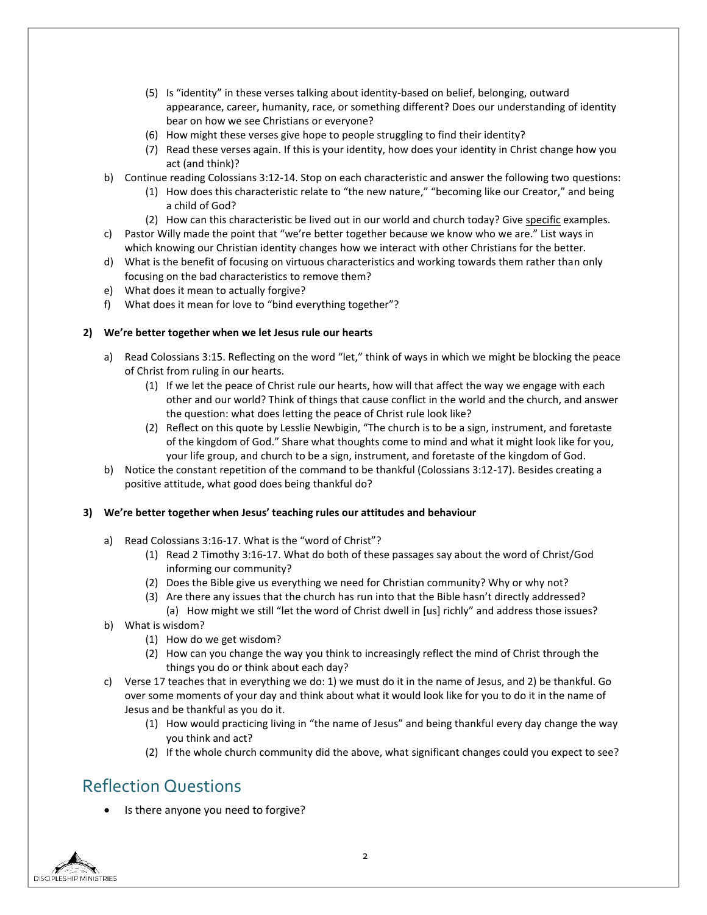- (5) Is "identity" in these verses talking about identity-based on belief, belonging, outward appearance, career, humanity, race, or something different? Does our understanding of identity bear on how we see Christians or everyone?
    - (6) How might these verses give hope to people struggling to find their identity?
    - (7) Read these verses again. If this is your identity, how does your identity in Christ change how you act (and think)?
- b) Continue reading Colossians 3:12-14. Stop on each characteristic and answer the following two questions:
    - (1) How does this characteristic relate to "the new nature," "becoming like our Creator," and being a child of God?
    - (2) How can this characteristic be lived out in our world and church today? Give <u>specific</u> examples.
- c) Pastor Willy made the point that "we're better together because we know who we are." List ways in which knowing our Christian identity changes how we interact with other Christians for the better.
- d) What is the benefit of focusing on virtuous characteristics and working towards them rather than only focusing on the bad characteristics to remove them?
- e) What does it mean to actually forgive?
- f) What does it mean for love to "bind everything together"?

**2) We're better together when we let Jesus rule our hearts**

- a) Read Colossians 3:15. Reflecting on the word "let," think of ways in which we might be blocking the peace of Christ from ruling in our hearts.
    - (1) If we let the peace of Christ rule our hearts, how will that affect the way we engage with each other and our world? Think of things that cause conflict in the world and the church, and answer the question: what does letting the peace of Christ rule look like?
    - (2) Reflect on this quote by Lesslie Newbigin, "The church is to be a sign, instrument, and foretaste of the kingdom of God." Share what thoughts come to mind and what it might look like for you, your life group, and church to be a sign, instrument, and foretaste of the kingdom of God.
- b) Notice the constant repetition of the command to be thankful (Colossians 3:12-17). Besides creating a positive attitude, what good does being thankful do?

**3) We're better together when Jesus' teaching rules our attitudes and behaviour**

- a) Read Colossians 3:16-17. What is the "word of Christ"?
    - (1) Read 2 Timothy 3:16-17. What do both of these passages say about the word of Christ/God informing our community?
    - (2) Does the Bible give us everything we need for Christian community? Why or why not?
    - (3) Are there any issues that the church has run into that the Bible hasn't directly addressed?
        - (a) How might we still "let the word of Christ dwell in [us] richly" and address those issues?
- b) What is wisdom?
    - (1) How do we get wisdom?
    - (2) How can you change the way you think to increasingly reflect the mind of Christ through the things you do or think about each day?
- c) Verse 17 teaches that in everything we do: 1) we must do it in the name of Jesus, and 2) be thankful. Go over some moments of your day and think about what it would look like for you to do it in the name of Jesus and be thankful as you do it.
    - (1) How would practicing living in "the name of Jesus" and being thankful every day change the way you think and act?
    - (2) If the whole church community did the above, what significant changes could you expect to see?

## Reflection Questions

- Is there anyone you need to forgive?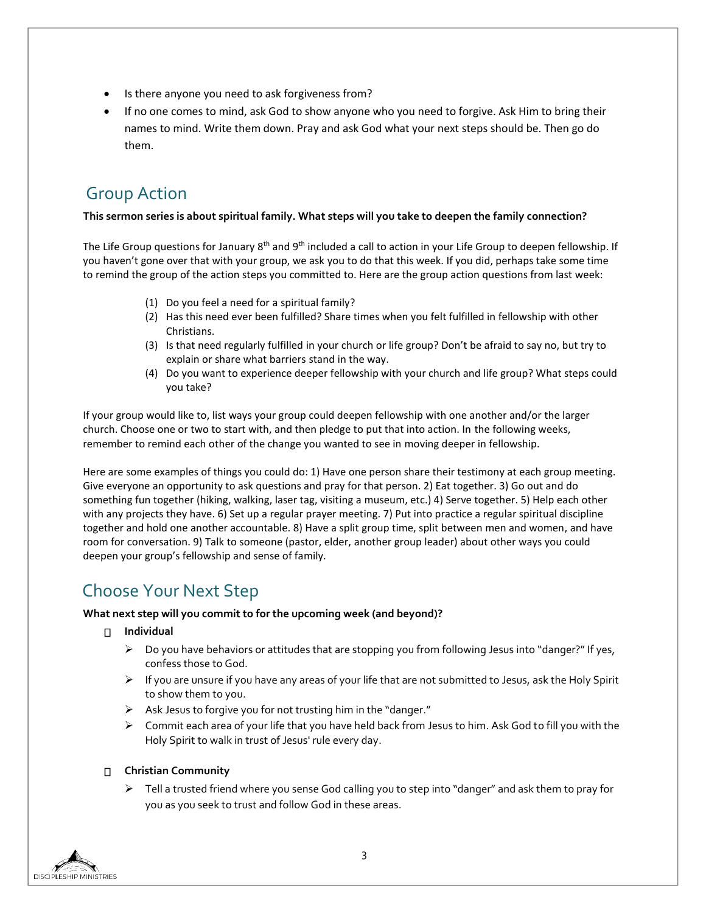- Is there anyone you need to ask forgiveness from?
- If no one comes to mind, ask God to show anyone who you need to forgive. Ask Him to bring their names to mind. Write them down. Pray and ask God what your next steps should be. Then go do them.

## Group Action

**This sermon series is about spiritual family. What steps will you take to deepen the family connection?**

The Life Group questions for January 8th and 9th included a call to action in your Life Group to deepen fellowship. If you haven't gone over that with your group, we ask you to do that this week. If you did, perhaps take some time to remind the group of the action steps you committed to. Here are the group action questions from last week:

(1) Do you feel a need for a spiritual family?
(2) Has this need ever been fulfilled? Share times when you felt fulfilled in fellowship with other Christians.
(3) Is that need regularly fulfilled in your church or life group? Don't be afraid to say no, but try to explain or share what barriers stand in the way.
(4) Do you want to experience deeper fellowship with your church and life group? What steps could you take?

If your group would like to, list ways your group could deepen fellowship with one another and/or the larger church. Choose one or two to start with, and then pledge to put that into action. In the following weeks, remember to remind each other of the change you wanted to see in moving deeper in fellowship.

Here are some examples of things you could do: 1) Have one person share their testimony at each group meeting. Give everyone an opportunity to ask questions and pray for that person. 2) Eat together. 3) Go out and do something fun together (hiking, walking, laser tag, visiting a museum, etc.) 4) Serve together. 5) Help each other with any projects they have. 6) Set up a regular prayer meeting. 7) Put into practice a regular spiritual discipline together and hold one another accountable. 8) Have a split group time, split between men and women, and have room for conversation. 9) Talk to someone (pastor, elder, another group leader) about other ways you could deepen your group's fellowship and sense of family.

## Choose Your Next Step

**What next step will you commit to for the upcoming week (and beyond)?**

- [ ] **Individual**
  - Do you have behaviors or attitudes that are stopping you from following Jesus into "danger?" If yes, confess those to God.
  - If you are unsure if you have any areas of your life that are not submitted to Jesus, ask the Holy Spirit to show them to you.
  - Ask Jesus to forgive you for not trusting him in the "danger."
  - Commit each area of your life that you have held back from Jesus to him. Ask God to fill you with the Holy Spirit to walk in trust of Jesus' rule every day.

- [ ] **Christian Community**
  - Tell a trusted friend where you sense God calling you to step into "danger" and ask them to pray for you as you seek to trust and follow God in these areas.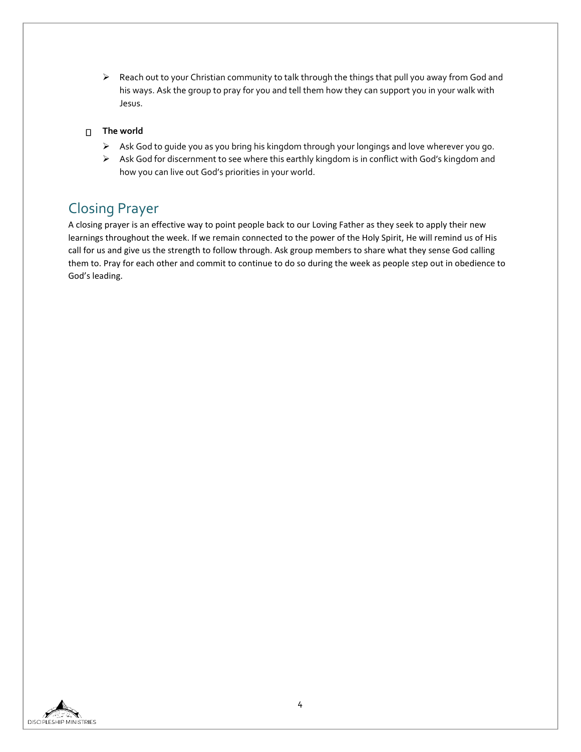- Reach out to your Christian community to talk through the things that pull you away from God and his ways. Ask the group to pray for you and tell them how they can support you in your walk with Jesus.

- **The world**
  - Ask God to guide you as you bring his kingdom through your longings and love wherever you go.
  - Ask God for discernment to see where this earthly kingdom is in conflict with God's kingdom and how you can live out God's priorities in your world.

## Closing Prayer

A closing prayer is an effective way to point people back to our Loving Father as they seek to apply their new learnings throughout the week. If we remain connected to the power of the Holy Spirit, He will remind us of His call for us and give us the strength to follow through. Ask group members to share what they sense God calling them to. Pray for each other and commit to continue to do so during the week as people step out in obedience to God's leading.